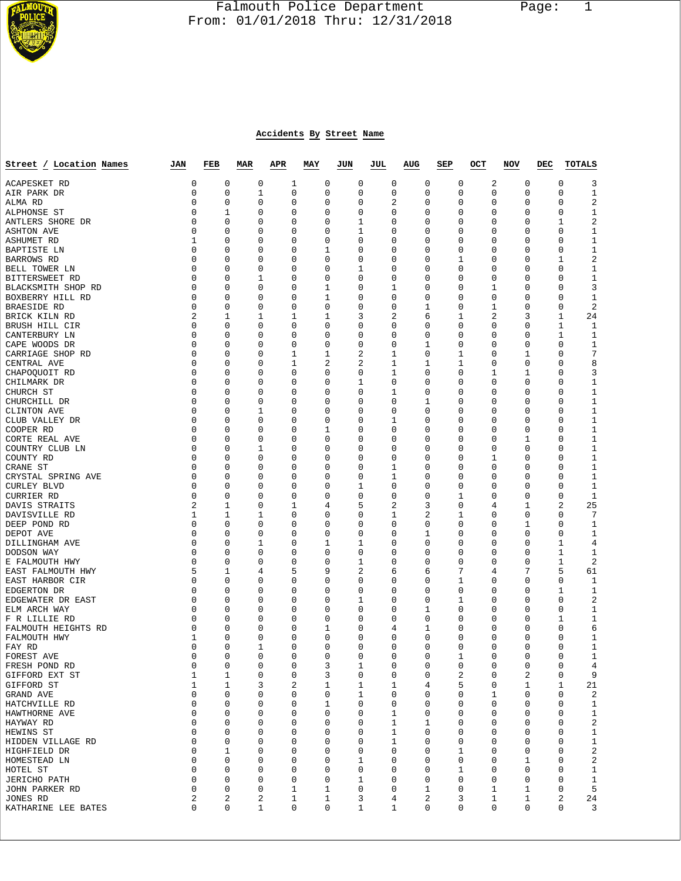Falmouth Police Department
From: 01/01/2018 Thru: 12/31/2018

## Accidents By Street Name

| Street / Location Names | JAN | FEB | MAR | APR | MAY | JUN | JUL | AUG | SEP | OCT | NOV | DEC | TOTALS |
|---|---|---|---|---|---|---|---|---|---|---|---|---|---|
| ACAPESKET RD | 0 | 0 | 0 | 1 | 0 | 0 | 0 | 0 | 0 | 2 | 0 | 0 | 3 |
| AIR PARK DR | 0 | 0 | 1 | 0 | 0 | 0 | 0 | 0 | 0 | 0 | 0 | 0 | 1 |
| ALMA RD | 0 | 0 | 0 | 0 | 0 | 0 | 2 | 0 | 0 | 0 | 0 | 0 | 2 |
| ALPHONSE ST | 0 | 1 | 0 | 0 | 0 | 0 | 0 | 0 | 0 | 0 | 0 | 0 | 1 |
| ANTLERS SHORE DR | 0 | 0 | 0 | 0 | 0 | 1 | 0 | 0 | 0 | 0 | 0 | 1 | 2 |
| ASHTON AVE | 0 | 0 | 0 | 0 | 0 | 1 | 0 | 0 | 0 | 0 | 0 | 0 | 1 |
| ASHUMET RD | 1 | 0 | 0 | 0 | 0 | 0 | 0 | 0 | 0 | 0 | 0 | 0 | 1 |
| BAPTISTE LN | 0 | 0 | 0 | 0 | 1 | 0 | 0 | 0 | 0 | 0 | 0 | 0 | 1 |
| BARROWS RD | 0 | 0 | 0 | 0 | 0 | 0 | 0 | 0 | 1 | 0 | 0 | 1 | 2 |
| BELL TOWER LN | 0 | 0 | 0 | 0 | 0 | 1 | 0 | 0 | 0 | 0 | 0 | 0 | 1 |
| BITTERSWEET RD | 0 | 0 | 1 | 0 | 0 | 0 | 0 | 0 | 0 | 0 | 0 | 0 | 1 |
| BLACKSMITH SHOP RD | 0 | 0 | 0 | 0 | 1 | 0 | 1 | 0 | 0 | 1 | 0 | 0 | 3 |
| BOXBERRY HILL RD | 0 | 0 | 0 | 0 | 1 | 0 | 0 | 0 | 0 | 0 | 0 | 0 | 1 |
| BRAESIDE RD | 0 | 0 | 0 | 0 | 0 | 0 | 0 | 1 | 0 | 1 | 0 | 0 | 2 |
| BRICK KILN RD | 2 | 1 | 1 | 1 | 1 | 3 | 2 | 6 | 1 | 2 | 3 | 1 | 24 |
| BRUSH HILL CIR | 0 | 0 | 0 | 0 | 0 | 0 | 0 | 0 | 0 | 0 | 0 | 1 | 1 |
| CANTERBURY LN | 0 | 0 | 0 | 0 | 0 | 0 | 0 | 0 | 0 | 0 | 0 | 1 | 1 |
| CAPE WOODS DR | 0 | 0 | 0 | 0 | 0 | 0 | 0 | 1 | 0 | 0 | 0 | 0 | 1 |
| CARRIAGE SHOP RD | 0 | 0 | 0 | 1 | 1 | 2 | 1 | 0 | 1 | 0 | 1 | 0 | 7 |
| CENTRAL AVE | 0 | 0 | 0 | 1 | 2 | 2 | 1 | 1 | 1 | 0 | 0 | 0 | 8 |
| CHAPOQUOIT RD | 0 | 0 | 0 | 0 | 0 | 0 | 1 | 0 | 0 | 1 | 1 | 0 | 3 |
| CHILMARK DR | 0 | 0 | 0 | 0 | 0 | 1 | 0 | 0 | 0 | 0 | 0 | 0 | 1 |
| CHURCH ST | 0 | 0 | 0 | 0 | 0 | 0 | 1 | 0 | 0 | 0 | 0 | 0 | 1 |
| CHURCHILL DR | 0 | 0 | 0 | 0 | 0 | 0 | 0 | 1 | 0 | 0 | 0 | 0 | 1 |
| CLINTON AVE | 0 | 0 | 1 | 0 | 0 | 0 | 0 | 0 | 0 | 0 | 0 | 0 | 1 |
| CLUB VALLEY DR | 0 | 0 | 0 | 0 | 0 | 0 | 1 | 0 | 0 | 0 | 0 | 0 | 1 |
| COOPER RD | 0 | 0 | 0 | 0 | 1 | 0 | 0 | 0 | 0 | 0 | 0 | 0 | 1 |
| CORTE REAL AVE | 0 | 0 | 0 | 0 | 0 | 0 | 0 | 0 | 0 | 0 | 1 | 0 | 1 |
| COUNTRY CLUB LN | 0 | 0 | 1 | 0 | 0 | 0 | 0 | 0 | 0 | 0 | 0 | 0 | 1 |
| COUNTY RD | 0 | 0 | 0 | 0 | 0 | 0 | 0 | 0 | 0 | 1 | 0 | 0 | 1 |
| CRANE ST | 0 | 0 | 0 | 0 | 0 | 0 | 1 | 0 | 0 | 0 | 0 | 0 | 1 |
| CRYSTAL SPRING AVE | 0 | 0 | 0 | 0 | 0 | 0 | 1 | 0 | 0 | 0 | 0 | 0 | 1 |
| CURLEY BLVD | 0 | 0 | 0 | 0 | 0 | 1 | 0 | 0 | 0 | 0 | 0 | 0 | 1 |
| CURRIER RD | 0 | 0 | 0 | 0 | 0 | 0 | 0 | 0 | 1 | 0 | 0 | 0 | 1 |
| DAVIS STRAITS | 2 | 1 | 0 | 1 | 4 | 5 | 2 | 3 | 0 | 4 | 1 | 2 | 25 |
| DAVISVILLE RD | 1 | 1 | 1 | 0 | 0 | 0 | 1 | 2 | 1 | 0 | 0 | 0 | 7 |
| DEEP POND RD | 0 | 0 | 0 | 0 | 0 | 0 | 0 | 0 | 0 | 0 | 1 | 0 | 1 |
| DEPOT AVE | 0 | 0 | 0 | 0 | 0 | 0 | 0 | 1 | 0 | 0 | 0 | 0 | 1 |
| DILLINGHAM AVE | 0 | 0 | 1 | 0 | 1 | 1 | 0 | 0 | 0 | 0 | 0 | 1 | 4 |
| DODSON WAY | 0 | 0 | 0 | 0 | 0 | 0 | 0 | 0 | 0 | 0 | 0 | 1 | 1 |
| E FALMOUTH HWY | 0 | 0 | 0 | 0 | 0 | 1 | 0 | 0 | 0 | 0 | 0 | 1 | 2 |
| EAST FALMOUTH HWY | 5 | 1 | 4 | 5 | 9 | 2 | 6 | 6 | 7 | 4 | 7 | 5 | 61 |
| EAST HARBOR CIR | 0 | 0 | 0 | 0 | 0 | 0 | 0 | 0 | 1 | 0 | 0 | 0 | 1 |
| EDGERTON DR | 0 | 0 | 0 | 0 | 0 | 0 | 0 | 0 | 0 | 0 | 0 | 1 | 1 |
| EDGEWATER DR EAST | 0 | 0 | 0 | 0 | 0 | 1 | 0 | 0 | 1 | 0 | 0 | 0 | 2 |
| ELM ARCH WAY | 0 | 0 | 0 | 0 | 0 | 0 | 0 | 1 | 0 | 0 | 0 | 0 | 1 |
| F R LILLIE RD | 0 | 0 | 0 | 0 | 0 | 0 | 0 | 0 | 0 | 0 | 0 | 1 | 1 |
| FALMOUTH HEIGHTS RD | 0 | 0 | 0 | 0 | 1 | 0 | 4 | 1 | 0 | 0 | 0 | 0 | 6 |
| FALMOUTH HWY | 1 | 0 | 0 | 0 | 0 | 0 | 0 | 0 | 0 | 0 | 0 | 0 | 1 |
| FAY RD | 0 | 0 | 1 | 0 | 0 | 0 | 0 | 0 | 0 | 0 | 0 | 0 | 1 |
| FOREST AVE | 0 | 0 | 0 | 0 | 0 | 0 | 0 | 0 | 1 | 0 | 0 | 0 | 1 |
| FRESH POND RD | 0 | 0 | 0 | 0 | 3 | 1 | 0 | 0 | 0 | 0 | 0 | 0 | 4 |
| GIFFORD EXT ST | 1 | 1 | 0 | 0 | 3 | 0 | 0 | 0 | 2 | 0 | 2 | 0 | 9 |
| GIFFORD ST | 1 | 1 | 3 | 2 | 1 | 1 | 1 | 4 | 5 | 0 | 1 | 1 | 21 |
| GRAND AVE | 0 | 0 | 0 | 0 | 0 | 1 | 0 | 0 | 0 | 1 | 0 | 0 | 2 |
| HATCHVILLE RD | 0 | 0 | 0 | 0 | 1 | 0 | 0 | 0 | 0 | 0 | 0 | 0 | 1 |
| HAWTHORNE AVE | 0 | 0 | 0 | 0 | 0 | 0 | 1 | 0 | 0 | 0 | 0 | 0 | 1 |
| HAYWAY RD | 0 | 0 | 0 | 0 | 0 | 0 | 1 | 1 | 0 | 0 | 0 | 0 | 2 |
| HEWINS ST | 0 | 0 | 0 | 0 | 0 | 0 | 1 | 0 | 0 | 0 | 0 | 0 | 1 |
| HIDDEN VILLAGE RD | 0 | 0 | 0 | 0 | 0 | 0 | 1 | 0 | 0 | 0 | 0 | 0 | 1 |
| HIGHFIELD DR | 0 | 1 | 0 | 0 | 0 | 0 | 0 | 0 | 1 | 0 | 0 | 0 | 2 |
| HOMESTEAD LN | 0 | 0 | 0 | 0 | 0 | 1 | 0 | 0 | 0 | 0 | 1 | 0 | 2 |
| HOTEL ST | 0 | 0 | 0 | 0 | 0 | 0 | 0 | 0 | 1 | 0 | 0 | 0 | 1 |
| JERICHO PATH | 0 | 0 | 0 | 0 | 0 | 1 | 0 | 0 | 0 | 0 | 0 | 0 | 1 |
| JOHN PARKER RD | 0 | 0 | 0 | 1 | 1 | 0 | 0 | 1 | 0 | 1 | 1 | 0 | 5 |
| JONES RD | 2 | 2 | 2 | 1 | 1 | 3 | 4 | 2 | 3 | 1 | 1 | 2 | 24 |
| KATHARINE LEE BATES | 0 | 0 | 1 | 0 | 0 | 1 | 1 | 0 | 0 | 0 | 0 | 0 | 3 |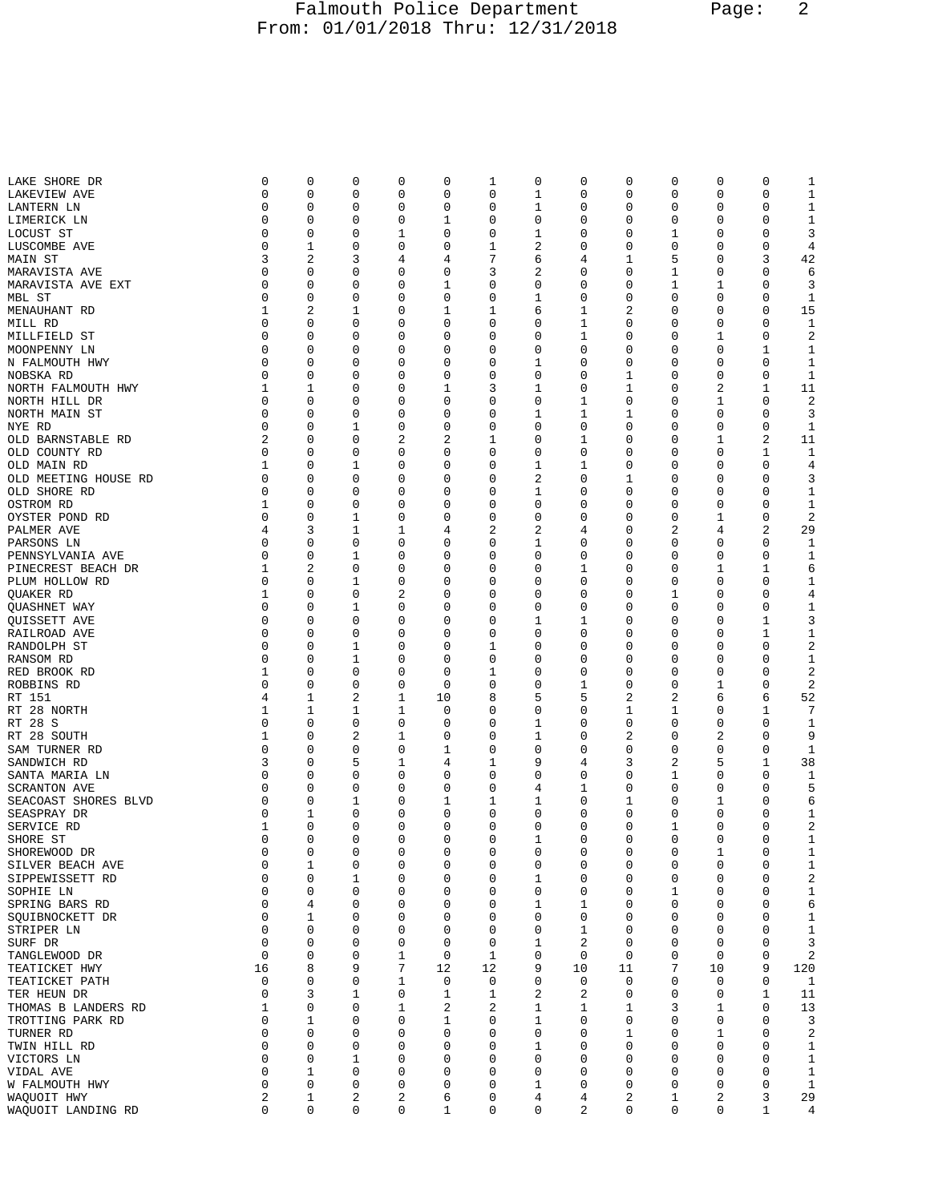| | | | | | | | | | | | | | |
|---|---|---|---|---|---|---|---|---|---|---|---|---|---|
| LAKE SHORE DR | 0 | 0 | 0 | 0 | 0 | 1 | 0 | 0 | 0 | 0 | 0 | 0 | 1 |
| LAKEVIEW AVE | 0 | 0 | 0 | 0 | 0 | 0 | 1 | 0 | 0 | 0 | 0 | 0 | 1 |
| LANTERN LN | 0 | 0 | 0 | 0 | 0 | 0 | 1 | 0 | 0 | 0 | 0 | 0 | 1 |
| LIMERICK LN | 0 | 0 | 0 | 0 | 1 | 0 | 0 | 0 | 0 | 0 | 0 | 0 | 1 |
| LOCUST ST | 0 | 0 | 0 | 1 | 0 | 0 | 1 | 0 | 0 | 1 | 0 | 0 | 3 |
| LUSCOMBE AVE | 0 | 1 | 0 | 0 | 0 | 1 | 2 | 0 | 0 | 0 | 0 | 0 | 4 |
| MAIN ST | 3 | 2 | 3 | 4 | 4 | 7 | 6 | 4 | 1 | 5 | 0 | 3 | 42 |
| MARAVISTA AVE | 0 | 0 | 0 | 0 | 0 | 3 | 2 | 0 | 0 | 1 | 0 | 0 | 6 |
| MARAVISTA AVE EXT | 0 | 0 | 0 | 0 | 1 | 0 | 0 | 0 | 0 | 1 | 1 | 0 | 3 |
| MBL ST | 0 | 0 | 0 | 0 | 0 | 0 | 1 | 0 | 0 | 0 | 0 | 0 | 1 |
| MENAUHANT RD | 1 | 2 | 1 | 0 | 1 | 1 | 6 | 1 | 2 | 0 | 0 | 0 | 15 |
| MILL RD | 0 | 0 | 0 | 0 | 0 | 0 | 0 | 1 | 0 | 0 | 0 | 0 | 1 |
| MILLFIELD ST | 0 | 0 | 0 | 0 | 0 | 0 | 0 | 1 | 0 | 0 | 1 | 0 | 2 |
| MOONPENNY LN | 0 | 0 | 0 | 0 | 0 | 0 | 0 | 0 | 0 | 0 | 0 | 1 | 1 |
| N FALMOUTH HWY | 0 | 0 | 0 | 0 | 0 | 0 | 1 | 0 | 0 | 0 | 0 | 0 | 1 |
| NOBSKA RD | 0 | 0 | 0 | 0 | 0 | 0 | 0 | 0 | 1 | 0 | 0 | 0 | 1 |
| NORTH FALMOUTH HWY | 1 | 1 | 0 | 0 | 1 | 3 | 1 | 0 | 1 | 0 | 2 | 1 | 11 |
| NORTH HILL DR | 0 | 0 | 0 | 0 | 0 | 0 | 0 | 1 | 0 | 0 | 1 | 0 | 2 |
| NORTH MAIN ST | 0 | 0 | 0 | 0 | 0 | 0 | 1 | 1 | 1 | 0 | 0 | 0 | 3 |
| NYE RD | 0 | 0 | 1 | 0 | 0 | 0 | 0 | 0 | 0 | 0 | 0 | 0 | 1 |
| OLD BARNSTABLE RD | 2 | 0 | 0 | 2 | 2 | 1 | 0 | 1 | 0 | 0 | 1 | 2 | 11 |
| OLD COUNTY RD | 0 | 0 | 0 | 0 | 0 | 0 | 0 | 0 | 0 | 0 | 0 | 1 | 1 |
| OLD MAIN RD | 1 | 0 | 1 | 0 | 0 | 0 | 1 | 1 | 0 | 0 | 0 | 0 | 4 |
| OLD MEETING HOUSE RD | 0 | 0 | 0 | 0 | 0 | 0 | 2 | 0 | 1 | 0 | 0 | 0 | 3 |
| OLD SHORE RD | 0 | 0 | 0 | 0 | 0 | 0 | 1 | 0 | 0 | 0 | 0 | 0 | 1 |
| OSTROM RD | 1 | 0 | 0 | 0 | 0 | 0 | 0 | 0 | 0 | 0 | 0 | 0 | 1 |
| OYSTER POND RD | 0 | 0 | 1 | 0 | 0 | 0 | 0 | 0 | 0 | 0 | 1 | 0 | 2 |
| PALMER AVE | 4 | 3 | 1 | 1 | 4 | 2 | 2 | 4 | 0 | 2 | 4 | 2 | 29 |
| PARSONS LN | 0 | 0 | 0 | 0 | 0 | 0 | 1 | 0 | 0 | 0 | 0 | 0 | 1 |
| PENNSYLVANIA AVE | 0 | 0 | 1 | 0 | 0 | 0 | 0 | 0 | 0 | 0 | 0 | 0 | 1 |
| PINECREST BEACH DR | 1 | 2 | 0 | 0 | 0 | 0 | 0 | 1 | 0 | 0 | 1 | 1 | 6 |
| PLUM HOLLOW RD | 0 | 0 | 1 | 0 | 0 | 0 | 0 | 0 | 0 | 0 | 0 | 0 | 1 |
| QUAKER RD | 1 | 0 | 0 | 2 | 0 | 0 | 0 | 0 | 0 | 1 | 0 | 0 | 4 |
| QUASHNET WAY | 0 | 0 | 1 | 0 | 0 | 0 | 0 | 0 | 0 | 0 | 0 | 0 | 1 |
| QUISSETT AVE | 0 | 0 | 0 | 0 | 0 | 0 | 1 | 1 | 0 | 0 | 0 | 1 | 3 |
| RAILROAD AVE | 0 | 0 | 0 | 0 | 0 | 0 | 0 | 0 | 0 | 0 | 0 | 1 | 1 |
| RANDOLPH ST | 0 | 0 | 1 | 0 | 0 | 1 | 0 | 0 | 0 | 0 | 0 | 0 | 2 |
| RANSOM RD | 0 | 0 | 1 | 0 | 0 | 0 | 0 | 0 | 0 | 0 | 0 | 0 | 1 |
| RED BROOK RD | 1 | 0 | 0 | 0 | 0 | 1 | 0 | 0 | 0 | 0 | 0 | 0 | 2 |
| ROBBINS RD | 0 | 0 | 0 | 0 | 0 | 0 | 0 | 1 | 0 | 0 | 1 | 0 | 2 |
| RT 151 | 4 | 1 | 2 | 1 | 10 | 8 | 5 | 5 | 2 | 2 | 6 | 6 | 52 |
| RT 28 NORTH | 1 | 1 | 1 | 1 | 0 | 0 | 0 | 0 | 1 | 1 | 0 | 1 | 7 |
| RT 28 S | 0 | 0 | 0 | 0 | 0 | 0 | 1 | 0 | 0 | 0 | 0 | 0 | 1 |
| RT 28 SOUTH | 1 | 0 | 2 | 1 | 0 | 0 | 1 | 0 | 2 | 0 | 2 | 0 | 9 |
| SAM TURNER RD | 0 | 0 | 0 | 0 | 1 | 0 | 0 | 0 | 0 | 0 | 0 | 0 | 1 |
| SANDWICH RD | 3 | 0 | 5 | 1 | 4 | 1 | 9 | 4 | 3 | 2 | 5 | 1 | 38 |
| SANTA MARIA LN | 0 | 0 | 0 | 0 | 0 | 0 | 0 | 0 | 0 | 1 | 0 | 0 | 1 |
| SCRANTON AVE | 0 | 0 | 0 | 0 | 0 | 0 | 4 | 1 | 0 | 0 | 0 | 0 | 5 |
| SEACOAST SHORES BLVD | 0 | 0 | 1 | 0 | 1 | 1 | 1 | 0 | 1 | 0 | 1 | 0 | 6 |
| SEASPRAY DR | 0 | 1 | 0 | 0 | 0 | 0 | 0 | 0 | 0 | 0 | 0 | 0 | 1 |
| SERVICE RD | 1 | 0 | 0 | 0 | 0 | 0 | 0 | 0 | 0 | 1 | 0 | 0 | 2 |
| SHORE ST | 0 | 0 | 0 | 0 | 0 | 0 | 1 | 0 | 0 | 0 | 0 | 0 | 1 |
| SHOREWOOD DR | 0 | 0 | 0 | 0 | 0 | 0 | 0 | 0 | 0 | 0 | 1 | 0 | 1 |
| SILVER BEACH AVE | 0 | 1 | 0 | 0 | 0 | 0 | 0 | 0 | 0 | 0 | 0 | 0 | 1 |
| SIPPEWISSETT RD | 0 | 0 | 1 | 0 | 0 | 0 | 1 | 0 | 0 | 0 | 0 | 0 | 2 |
| SOPHIE LN | 0 | 0 | 0 | 0 | 0 | 0 | 0 | 0 | 0 | 1 | 0 | 0 | 1 |
| SPRING BARS RD | 0 | 4 | 0 | 0 | 0 | 0 | 1 | 1 | 0 | 0 | 0 | 0 | 6 |
| SQUIBNOCKETT DR | 0 | 1 | 0 | 0 | 0 | 0 | 0 | 0 | 0 | 0 | 0 | 0 | 1 |
| STRIPER LN | 0 | 0 | 0 | 0 | 0 | 0 | 0 | 1 | 0 | 0 | 0 | 0 | 1 |
| SURF DR | 0 | 0 | 0 | 0 | 0 | 0 | 1 | 2 | 0 | 0 | 0 | 0 | 3 |
| TANGLEWOOD DR | 0 | 0 | 0 | 1 | 0 | 1 | 0 | 0 | 0 | 0 | 0 | 0 | 2 |
| TEATICKET HWY | 16 | 8 | 9 | 7 | 12 | 12 | 9 | 10 | 11 | 7 | 10 | 9 | 120 |
| TEATICKET PATH | 0 | 0 | 0 | 1 | 0 | 0 | 0 | 0 | 0 | 0 | 0 | 0 | 1 |
| TER HEUN DR | 0 | 3 | 1 | 0 | 1 | 1 | 2 | 2 | 0 | 0 | 0 | 1 | 11 |
| THOMAS B LANDERS RD | 1 | 0 | 0 | 1 | 2 | 2 | 1 | 1 | 1 | 3 | 1 | 0 | 13 |
| TROTTING PARK RD | 0 | 1 | 0 | 0 | 1 | 0 | 1 | 0 | 0 | 0 | 0 | 0 | 3 |
| TURNER RD | 0 | 0 | 0 | 0 | 0 | 0 | 0 | 0 | 1 | 0 | 1 | 0 | 2 |
| TWIN HILL RD | 0 | 0 | 0 | 0 | 0 | 0 | 1 | 0 | 0 | 0 | 0 | 0 | 1 |
| VICTORS LN | 0 | 0 | 1 | 0 | 0 | 0 | 0 | 0 | 0 | 0 | 0 | 0 | 1 |
| VIDAL AVE | 0 | 1 | 0 | 0 | 0 | 0 | 0 | 0 | 0 | 0 | 0 | 0 | 1 |
| W FALMOUTH HWY | 0 | 0 | 0 | 0 | 0 | 0 | 1 | 0 | 0 | 0 | 0 | 0 | 1 |
| WAQUOIT HWY | 2 | 1 | 2 | 2 | 6 | 0 | 4 | 4 | 2 | 1 | 2 | 3 | 29 |
| WAQUOIT LANDING RD | 0 | 0 | 0 | 0 | 1 | 0 | 0 | 2 | 0 | 0 | 0 | 1 | 4 |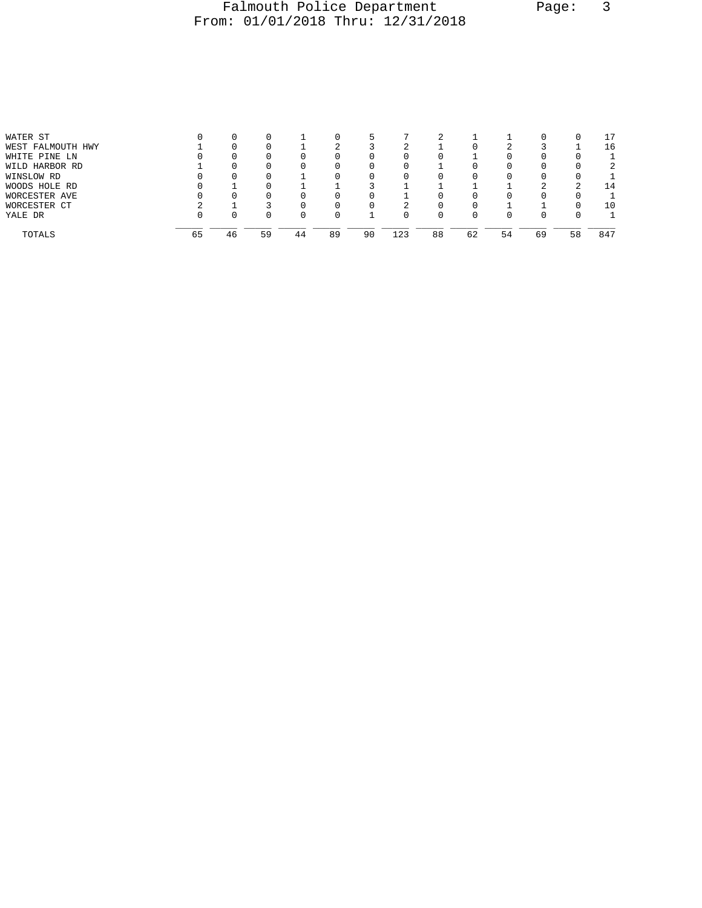Falmouth Police Department

From: 01/01/2018 Thru: 12/31/2018

| | | | | | | | | | | | | | |
|---|---|---|---|---|---|---|---|---|---|---|---|---|---|
| WATER ST | 0 | 0 | 0 | 1 | 0 | 5 | 7 | 2 | 1 | 1 | 0 | 0 | 17 |
| WEST FALMOUTH HWY | 1 | 0 | 0 | 1 | 2 | 3 | 2 | 1 | 0 | 2 | 3 | 1 | 16 |
| WHITE PINE LN | 0 | 0 | 0 | 0 | 0 | 0 | 0 | 0 | 1 | 0 | 0 | 0 | 1 |
| WILD HARBOR RD | 1 | 0 | 0 | 0 | 0 | 0 | 0 | 1 | 0 | 0 | 0 | 0 | 2 |
| WINSLOW RD | 0 | 0 | 0 | 1 | 0 | 0 | 0 | 0 | 0 | 0 | 0 | 0 | 1 |
| WOODS HOLE RD | 0 | 1 | 0 | 1 | 1 | 3 | 1 | 1 | 1 | 1 | 2 | 2 | 14 |
| WORCESTER AVE | 0 | 0 | 0 | 0 | 0 | 0 | 1 | 0 | 0 | 0 | 0 | 0 | 1 |
| WORCESTER CT | 2 | 1 | 3 | 0 | 0 | 0 | 2 | 0 | 0 | 1 | 1 | 0 | 10 |
| YALE DR | 0 | 0 | 0 | 0 | 0 | 1 | 0 | 0 | 0 | 0 | 0 | 0 | 1 |
| TOTALS | 65 | 46 | 59 | 44 | 89 | 90 | 123 | 88 | 62 | 54 | 69 | 58 | 847 |